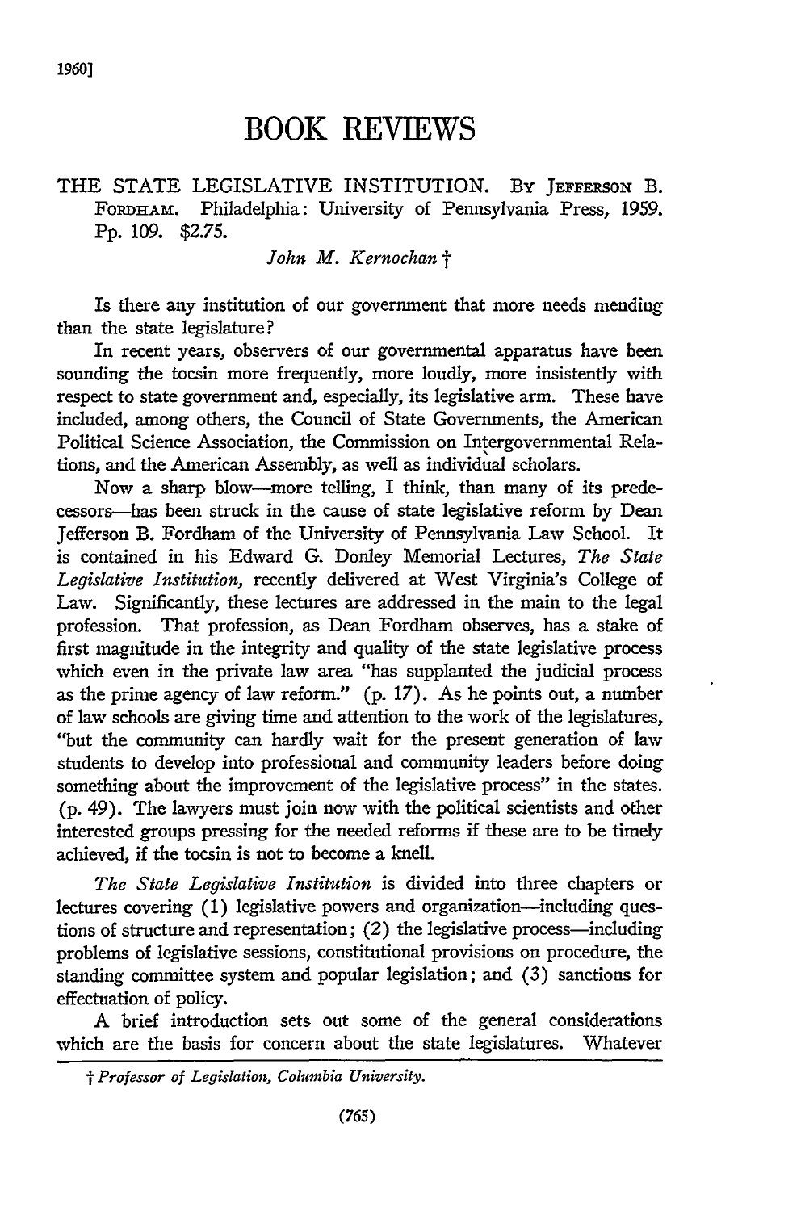# BOOK REVIEWS

THE STATE LEGISLATIVE INSTITUTION. By JEFFERSON B. FORDHAM. Philadelphia: University of Pennsylvania Press, 1959. Pp. 109. $2.75.

*John M. Kernochan* †

Is there any institution of our government that more needs mending than the state legislature?

In recent years, observers of our governmental apparatus have been sounding the tocsin more frequently, more loudly, more insistently with respect to state government and, especially, its legislative arm. These have included, among others, the Council of State Governments, the American Political Science Association, the Commission on Intergovernmental Relations, and the American Assembly, as well as individual scholars.

Now a sharp blow—more telling, I think, than many of its predecessors—has been struck in the cause of state legislative reform by Dean Jefferson B. Fordham of the University of Pennsylvania Law School. It is contained in his Edward G. Donley Memorial Lectures, *The State Legislative Institution*, recently delivered at West Virginia's College of Law. Significantly, these lectures are addressed in the main to the legal profession. That profession, as Dean Fordham observes, has a stake of first magnitude in the integrity and quality of the state legislative process which even in the private law area "has supplanted the judicial process as the prime agency of law reform." (p. 17). As he points out, a number of law schools are giving time and attention to the work of the legislatures, "but the community can hardly wait for the present generation of law students to develop into professional and community leaders before doing something about the improvement of the legislative process" in the states. (p. 49). The lawyers must join now with the political scientists and other interested groups pressing for the needed reforms if these are to be timely achieved, if the tocsin is not to become a knell.

*The State Legislative Institution* is divided into three chapters or lectures covering (1) legislative powers and organization—including questions of structure and representation; (2) the legislative process—including problems of legislative sessions, constitutional provisions on procedure, the standing committee system and popular legislation; and (3) sanctions for effectuation of policy.

A brief introduction sets out some of the general considerations which are the basis for concern about the state legislatures. Whatever

† *Professor of Legislation, Columbia University.*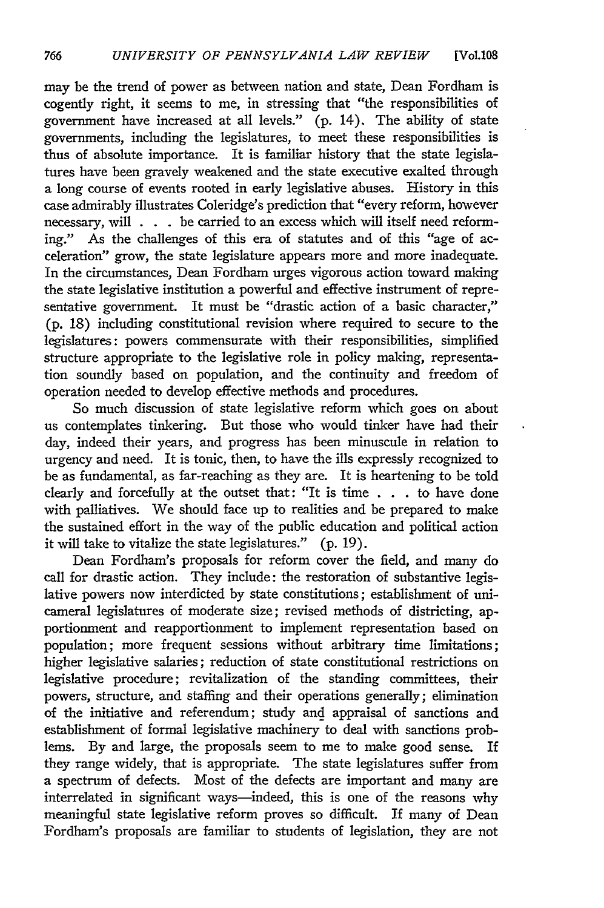may be the trend of power as between nation and state, Dean Fordham is cogently right, it seems to me, in stressing that "the responsibilities of government have increased at all levels." (p. 14). The ability of state governments, including the legislatures, to meet these responsibilities is thus of absolute importance. It is familiar history that the state legislatures have been gravely weakened and the state executive exalted through a long course of events rooted in early legislative abuses. History in this case admirably illustrates Coleridge's prediction that "every reform, however necessary, will . . . be carried to an excess which will itself need reforming." As the challenges of this era of statutes and of this "age of acceleration" grow, the state legislature appears more and more inadequate. In the circumstances, Dean Fordham urges vigorous action toward making the state legislative institution a powerful and effective instrument of representative government. It must be "drastic action of a basic character," (p. 18) including constitutional revision where required to secure to the legislatures: powers commensurate with their responsibilities, simplified structure appropriate to the legislative role in policy making, representation soundly based on population, and the continuity and freedom of operation needed to develop effective methods and procedures.

So much discussion of state legislative reform which goes on about us contemplates tinkering. But those who would tinker have had their day, indeed their years, and progress has been minuscule in relation to urgency and need. It is tonic, then, to have the ills expressly recognized to be as fundamental, as far-reaching as they are. It is heartening to be told clearly and forcefully at the outset that: "It is time . . . to have done with palliatives. We should face up to realities and be prepared to make the sustained effort in the way of the public education and political action it will take to vitalize the state legislatures." (p. 19).

Dean Fordham's proposals for reform cover the field, and many do call for drastic action. They include: the restoration of substantive legislative powers now interdicted by state constitutions; establishment of unicameral legislatures of moderate size; revised methods of districting, apportionment and reapportionment to implement representation based on population; more frequent sessions without arbitrary time limitations; higher legislative salaries; reduction of state constitutional restrictions on legislative procedure; revitalization of the standing committees, their powers, structure, and staffing and their operations generally; elimination of the initiative and referendum; study and appraisal of sanctions and establishment of formal legislative machinery to deal with sanctions problems. By and large, the proposals seem to me to make good sense. If they range widely, that is appropriate. The state legislatures suffer from a spectrum of defects. Most of the defects are important and many are interrelated in significant ways—indeed, this is one of the reasons why meaningful state legislative reform proves so difficult. If many of Dean Fordham's proposals are familiar to students of legislation, they are not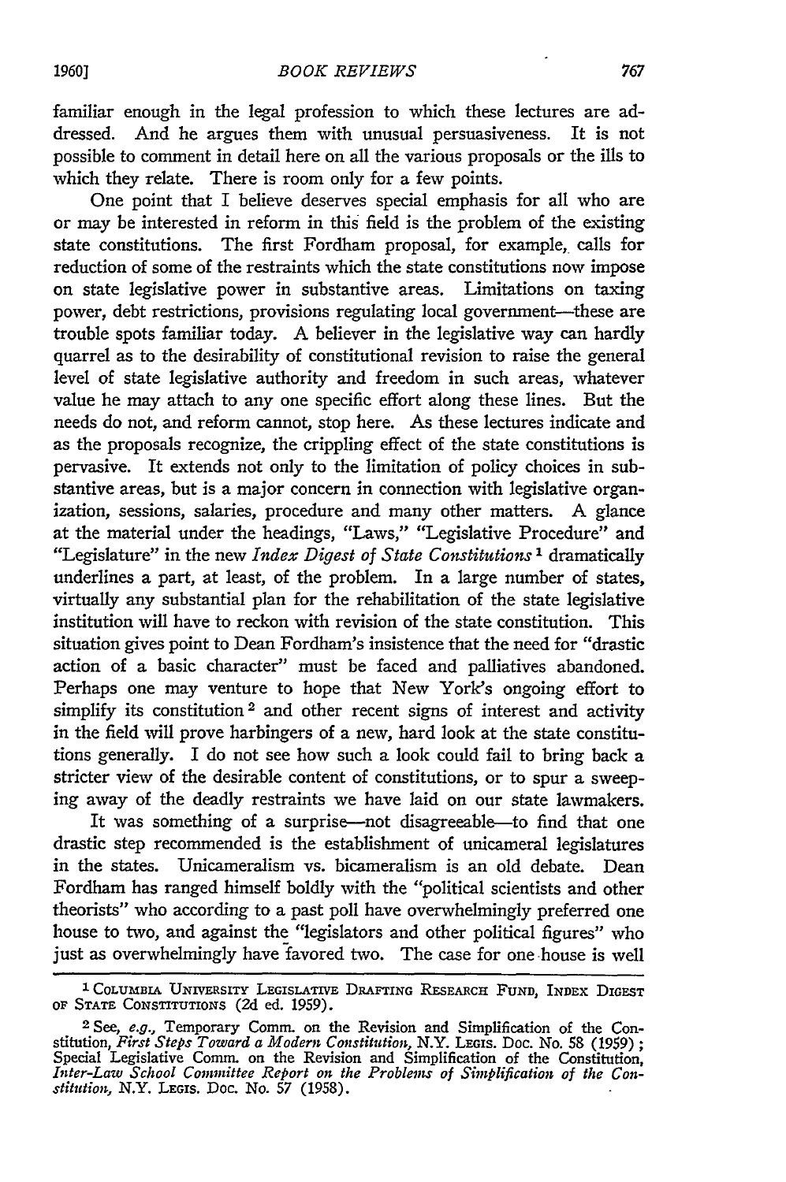familiar enough in the legal profession to which these lectures are addressed. And he argues them with unusual persuasiveness. It is not possible to comment in detail here on all the various proposals or the ills to which they relate. There is room only for a few points.

One point that I believe deserves special emphasis for all who are or may be interested in reform in this field is the problem of the existing state constitutions. The first Fordham proposal, for example, calls for reduction of some of the restraints which the state constitutions now impose on state legislative power in substantive areas. Limitations on taxing power, debt restrictions, provisions regulating local government—these are trouble spots familiar today. A believer in the legislative way can hardly quarrel as to the desirability of constitutional revision to raise the general level of state legislative authority and freedom in such areas, whatever value he may attach to any one specific effort along these lines. But the needs do not, and reform cannot, stop here. As these lectures indicate and as the proposals recognize, the crippling effect of the state constitutions is pervasive. It extends not only to the limitation of policy choices in substantive areas, but is a major concern in connection with legislative organization, sessions, salaries, procedure and many other matters. A glance at the material under the headings, "Laws," "Legislative Procedure" and "Legislature" in the new *Index Digest of State Constitutions* [1] dramatically underlines a part, at least, of the problem. In a large number of states, virtually any substantial plan for the rehabilitation of the state legislative institution will have to reckon with revision of the state constitution. This situation gives point to Dean Fordham's insistence that the need for "drastic action of a basic character" must be faced and palliatives abandoned. Perhaps one may venture to hope that New York's ongoing effort to simplify its constitution [2] and other recent signs of interest and activity in the field will prove harbingers of a new, hard look at the state constitutions generally. I do not see how such a look could fail to bring back a stricter view of the desirable content of constitutions, or to spur a sweeping away of the deadly restraints we have laid on our state lawmakers.

It was something of a surprise—not disagreeable—to find that one drastic step recommended is the establishment of unicameral legislatures in the states. Unicameralism vs. bicameralism is an old debate. Dean Fordham has ranged himself boldly with the "political scientists and other theorists" who according to a past poll have overwhelmingly preferred one house to two, and against the "legislators and other political figures" who just as overwhelmingly have favored two. The case for one house is well

---

[1] COLUMBIA UNIVERSITY LEGISLATIVE DRAFTING RESEARCH FUND, INDEX DIGEST OF STATE CONSTITUTIONS (2d ed. 1959).

[2] See, *e.g.*, Temporary Comm. on the Revision and Simplification of the Constitution, *First Steps Toward a Modern Constitution*, N.Y. LEGIS. Doc. No. 58 (1959); Special Legislative Comm. on the Revision and Simplification of the Constitution, *Inter-Law School Committee Report on the Problems of Simplification of the Constitution*, N.Y. LEGIS. Doc. No. 57 (1958).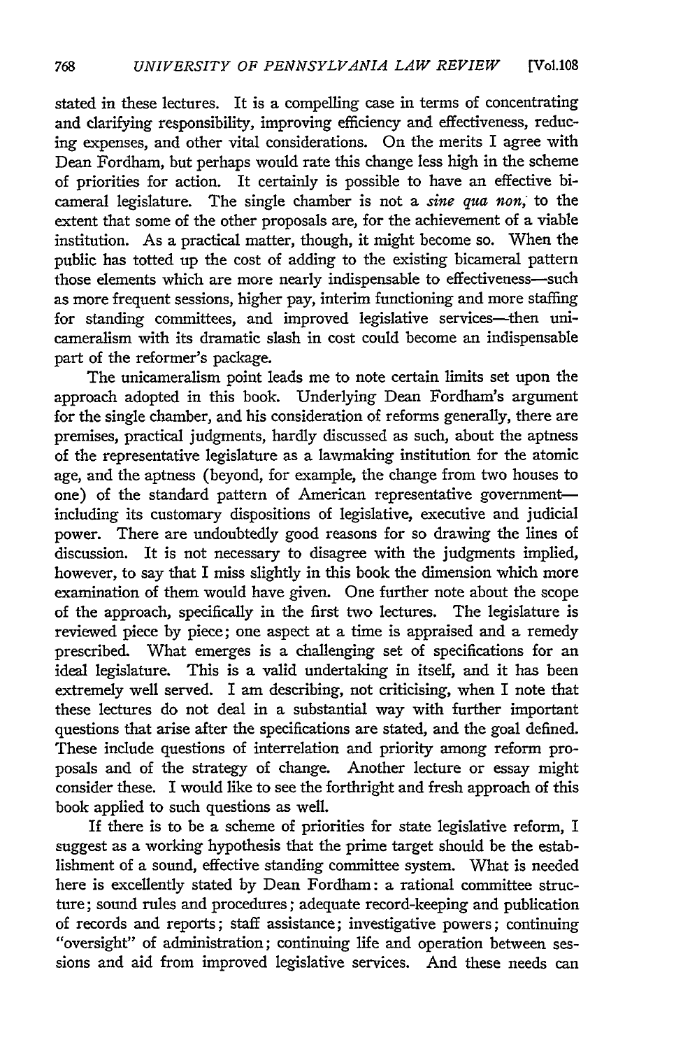stated in these lectures. It is a compelling case in terms of concentrating and clarifying responsibility, improving efficiency and effectiveness, reducing expenses, and other vital considerations. On the merits I agree with Dean Fordham, but perhaps would rate this change less high in the scheme of priorities for action. It certainly is possible to have an effective bicameral legislature. The single chamber is not a *sine qua non,* to the extent that some of the other proposals are, for the achievement of a viable institution. As a practical matter, though, it might become so. When the public has totted up the cost of adding to the existing bicameral pattern those elements which are more nearly indispensable to effectiveness—such as more frequent sessions, higher pay, interim functioning and more staffing for standing committees, and improved legislative services—then unicameralism with its dramatic slash in cost could become an indispensable part of the reformer's package.

The unicameralism point leads me to note certain limits set upon the approach adopted in this book. Underlying Dean Fordham's argument for the single chamber, and his consideration of reforms generally, there are premises, practical judgments, hardly discussed as such, about the aptness of the representative legislature as a lawmaking institution for the atomic age, and the aptness (beyond, for example, the change from two houses to one) of the standard pattern of American representative government—including its customary dispositions of legislative, executive and judicial power. There are undoubtedly good reasons for so drawing the lines of discussion. It is not necessary to disagree with the judgments implied, however, to say that I miss slightly in this book the dimension which more examination of them would have given. One further note about the scope of the approach, specifically in the first two lectures. The legislature is reviewed piece by piece; one aspect at a time is appraised and a remedy prescribed. What emerges is a challenging set of specifications for an ideal legislature. This is a valid undertaking in itself, and it has been extremely well served. I am describing, not criticising, when I note that these lectures do not deal in a substantial way with further important questions that arise after the specifications are stated, and the goal defined. These include questions of interrelation and priority among reform proposals and of the strategy of change. Another lecture or essay might consider these. I would like to see the forthright and fresh approach of this book applied to such questions as well.

If there is to be a scheme of priorities for state legislative reform, I suggest as a working hypothesis that the prime target should be the establishment of a sound, effective standing committee system. What is needed here is excellently stated by Dean Fordham: a rational committee structure; sound rules and procedures; adequate record-keeping and publication of records and reports; staff assistance; investigative powers; continuing "oversight" of administration; continuing life and operation between sessions and aid from improved legislative services. And these needs can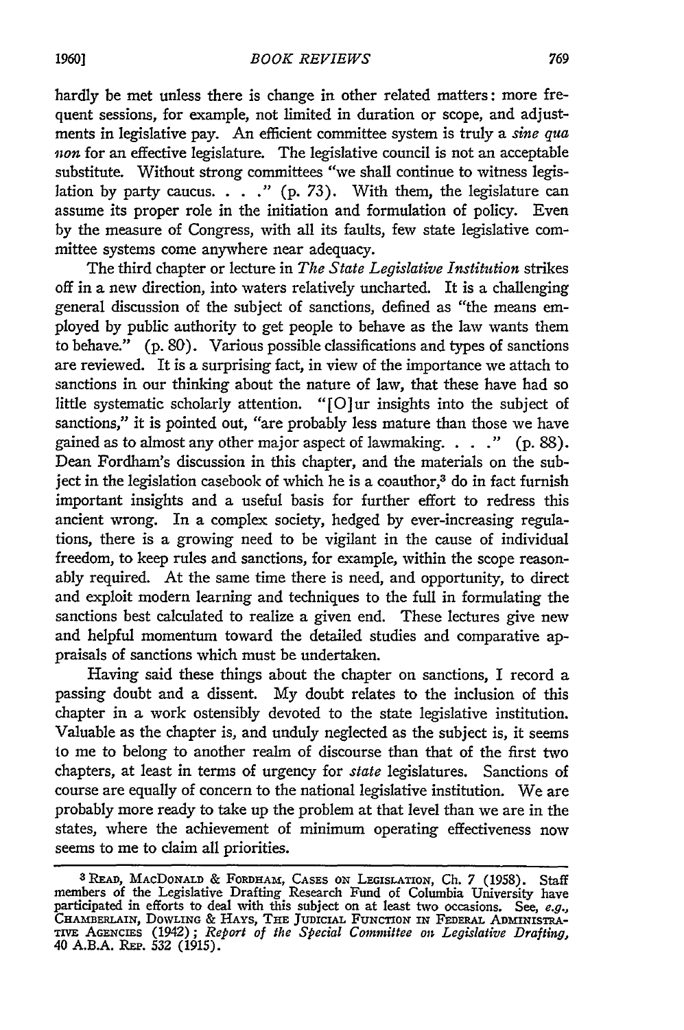hardly be met unless there is change in other related matters: more frequent sessions, for example, not limited in duration or scope, and adjustments in legislative pay. An efficient committee system is truly a *sine qua non* for an effective legislature. The legislative council is not an acceptable substitute. Without strong committees "we shall continue to witness legislation by party caucus. . . ." (p. 73). With them, the legislature can assume its proper role in the initiation and formulation of policy. Even by the measure of Congress, with all its faults, few state legislative committee systems come anywhere near adequacy.

The third chapter or lecture in *The State Legislative Institution* strikes off in a new direction, into waters relatively uncharted. It is a challenging general discussion of the subject of sanctions, defined as "the means employed by public authority to get people to behave as the law wants them to behave." (p. 80). Various possible classifications and types of sanctions are reviewed. It is a surprising fact, in view of the importance we attach to sanctions in our thinking about the nature of law, that these have had so little systematic scholarly attention. "[O]ur insights into the subject of sanctions," it is pointed out, "are probably less mature than those we have gained as to almost any other major aspect of lawmaking. . . ." (p. 88). Dean Fordham's discussion in this chapter, and the materials on the subject in the legislation casebook of which he is a coauthor,[3] do in fact furnish important insights and a useful basis for further effort to redress this ancient wrong. In a complex society, hedged by ever-increasing regulations, there is a growing need to be vigilant in the cause of individual freedom, to keep rules and sanctions, for example, within the scope reasonably required. At the same time there is need, and opportunity, to direct and exploit modern learning and techniques to the full in formulating the sanctions best calculated to realize a given end. These lectures give new and helpful momentum toward the detailed studies and comparative appraisals of sanctions which must be undertaken.

Having said these things about the chapter on sanctions, I record a passing doubt and a dissent. My doubt relates to the inclusion of this chapter in a work ostensibly devoted to the state legislative institution. Valuable as the chapter is, and unduly neglected as the subject is, it seems to me to belong to another realm of discourse than that of the first two chapters, at least in terms of urgency for *state* legislatures. Sanctions of course are equally of concern to the national legislative institution. We are probably more ready to take up the problem at that level than we are in the states, where the achievement of minimum operating effectiveness now seems to me to claim all priorities.

---

[3] Read, MacDonald & Fordham, Cases on Legislation, Ch. 7 (1958). Staff members of the Legislative Drafting Research Fund of Columbia University have participated in efforts to deal with this subject on at least two occasions. See, *e.g.*, Chamberlain, Dowling & Hays, The Judicial Function in Federal Administrative Agencies (1942); *Report of the Special Committee on Legislative Drafting*, 40 A.B.A. Rep. 532 (1915).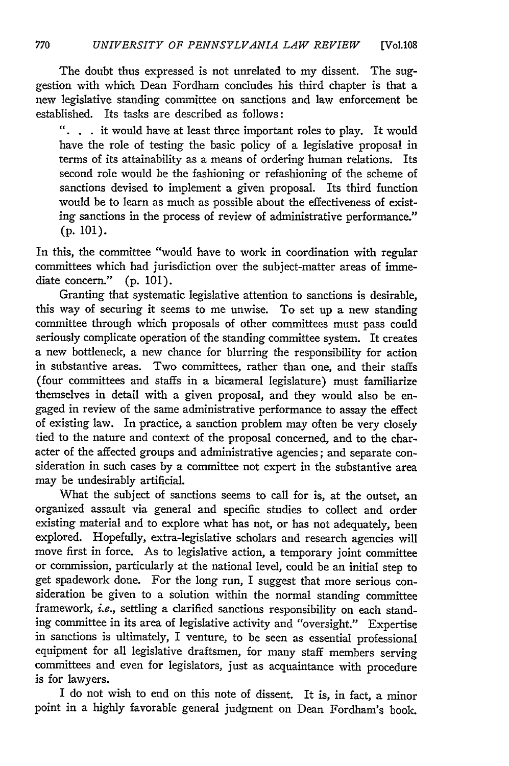The doubt thus expressed is not unrelated to my dissent. The suggestion with which Dean Fordham concludes his third chapter is that a new legislative standing committee on sanctions and law enforcement be established. Its tasks are described as follows:

> ". . . it would have at least three important roles to play. It would have the role of testing the basic policy of a legislative proposal in terms of its attainability as a means of ordering human relations. Its second role would be the fashioning or refashioning of the scheme of sanctions devised to implement a given proposal. Its third function would be to learn as much as possible about the effectiveness of existing sanctions in the process of review of administrative performance." (p. 101).

In this, the committee "would have to work in coordination with regular committees which had jurisdiction over the subject-matter areas of immediate concern." (p. 101).

Granting that systematic legislative attention to sanctions is desirable, this way of securing it seems to me unwise. To set up a new standing committee through which proposals of other committees must pass could seriously complicate operation of the standing committee system. It creates a new bottleneck, a new chance for blurring the responsibility for action in substantive areas. Two committees, rather than one, and their staffs (four committees and staffs in a bicameral legislature) must familiarize themselves in detail with a given proposal, and they would also be engaged in review of the same administrative performance to assay the effect of existing law. In practice, a sanction problem may often be very closely tied to the nature and context of the proposal concerned, and to the character of the affected groups and administrative agencies; and separate consideration in such cases by a committee not expert in the substantive area may be undesirably artificial.

What the subject of sanctions seems to call for is, at the outset, an organized assault via general and specific studies to collect and order existing material and to explore what has not, or has not adequately, been explored. Hopefully, extra-legislative scholars and research agencies will move first in force. As to legislative action, a temporary joint committee or commission, particularly at the national level, could be an initial step to get spadework done. For the long run, I suggest that more serious consideration be given to a solution within the normal standing committee framework, *i.e.*, settling a clarified sanctions responsibility on each standing committee in its area of legislative activity and "oversight." Expertise in sanctions is ultimately, I venture, to be seen as essential professional equipment for all legislative draftsmen, for many staff members serving committees and even for legislators, just as acquaintance with procedure is for lawyers.

I do not wish to end on this note of dissent. It is, in fact, a minor point in a highly favorable general judgment on Dean Fordham's book.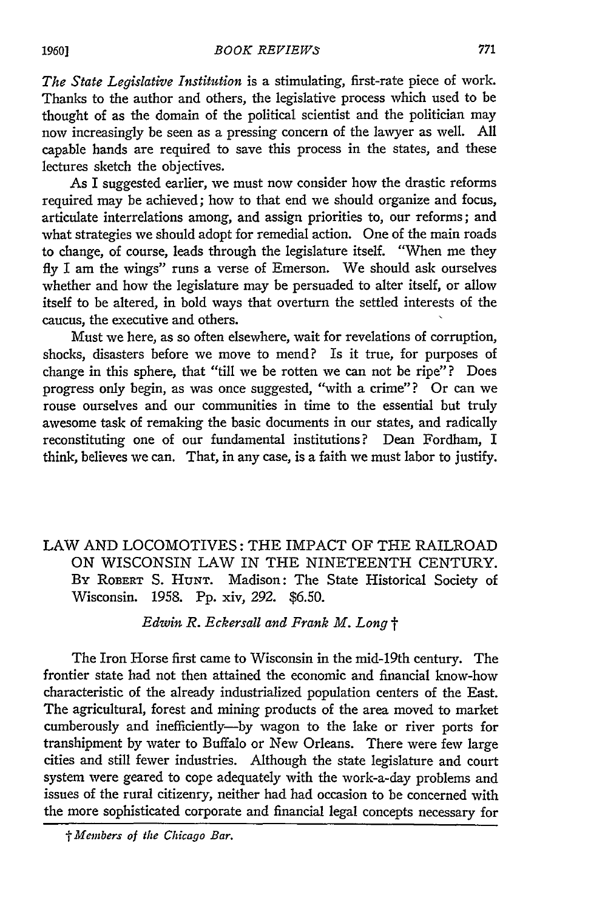*The State Legislative Institution* is a stimulating, first-rate piece of work. Thanks to the author and others, the legislative process which used to be thought of as the domain of the political scientist and the politician may now increasingly be seen as a pressing concern of the lawyer as well. All capable hands are required to save this process in the states, and these lectures sketch the objectives.

As I suggested earlier, we must now consider how the drastic reforms required may be achieved; how to that end we should organize and focus, articulate interrelations among, and assign priorities to, our reforms; and what strategies we should adopt for remedial action. One of the main roads to change, of course, leads through the legislature itself. "When me they fly I am the wings" runs a verse of Emerson. We should ask ourselves whether and how the legislature may be persuaded to alter itself, or allow itself to be altered, in bold ways that overturn the settled interests of the caucus, the executive and others.

Must we here, as so often elsewhere, wait for revelations of corruption, shocks, disasters before we move to mend? Is it true, for purposes of change in this sphere, that "till we be rotten we can not be ripe"? Does progress only begin, as was once suggested, "with a crime"? Or can we rouse ourselves and our communities in time to the essential but truly awesome task of remaking the basic documents in our states, and radically reconstituting one of our fundamental institutions? Dean Fordham, I think, believes we can. That, in any case, is a faith we must labor to justify.

## LAW AND LOCOMOTIVES: THE IMPACT OF THE RAILROAD ON WISCONSIN LAW IN THE NINETEENTH CENTURY.

By Robert S. Hunt. Madison: The State Historical Society of Wisconsin. 1958. Pp. xiv, 292. $6.50.

*Edwin R. Eckersall and Frank M. Long* †

The Iron Horse first came to Wisconsin in the mid-19th century. The frontier state had not then attained the economic and financial know-how characteristic of the already industrialized population centers of the East. The agricultural, forest and mining products of the area moved to market cumberously and inefficiently—by wagon to the lake or river ports for transhipment by water to Buffalo or New Orleans. There were few large cities and still fewer industries. Although the state legislature and court system were geared to cope adequately with the work-a-day problems and issues of the rural citizenry, neither had had occasion to be concerned with the more sophisticated corporate and financial legal concepts necessary for

† *Members of the Chicago Bar.*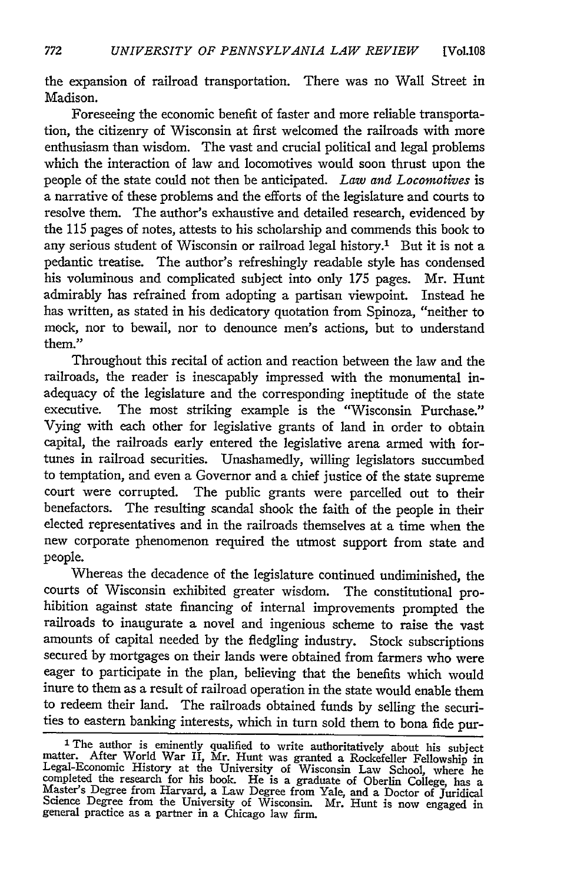the expansion of railroad transportation. There was no Wall Street in Madison.

Foreseeing the economic benefit of faster and more reliable transportation, the citizenry of Wisconsin at first welcomed the railroads with more enthusiasm than wisdom. The vast and crucial political and legal problems which the interaction of law and locomotives would soon thrust upon the people of the state could not then be anticipated. *Law and Locomotives* is a narrative of these problems and the efforts of the legislature and courts to resolve them. The author's exhaustive and detailed research, evidenced by the 115 pages of notes, attests to his scholarship and commends this book to any serious student of Wisconsin or railroad legal history.[1] But it is not a pedantic treatise. The author's refreshingly readable style has condensed his voluminous and complicated subject into only 175 pages. Mr. Hunt admirably has refrained from adopting a partisan viewpoint. Instead he has written, as stated in his dedicatory quotation from Spinoza, "neither to mock, nor to bewail, nor to denounce men's actions, but to understand them."

Throughout this recital of action and reaction between the law and the railroads, the reader is inescapably impressed with the monumental inadequacy of the legislature and the corresponding ineptitude of the state executive. The most striking example is the "Wisconsin Purchase." Vying with each other for legislative grants of land in order to obtain capital, the railroads early entered the legislative arena armed with fortunes in railroad securities. Unashamedly, willing legislators succumbed to temptation, and even a Governor and a chief justice of the state supreme court were corrupted. The public grants were parcelled out to their benefactors. The resulting scandal shook the faith of the people in their elected representatives and in the railroads themselves at a time when the new corporate phenomenon required the utmost support from state and people.

Whereas the decadence of the legislature continued undiminished, the courts of Wisconsin exhibited greater wisdom. The constitutional prohibition against state financing of internal improvements prompted the railroads to inaugurate a novel and ingenious scheme to raise the vast amounts of capital needed by the fledgling industry. Stock subscriptions secured by mortgages on their lands were obtained from farmers who were eager to participate in the plan, believing that the benefits which would inure to them as a result of railroad operation in the state would enable them to redeem their land. The railroads obtained funds by selling the securities to eastern banking interests, which in turn sold them to bona fide pur-

[1] The author is eminently qualified to write authoritatively about his subject matter. After World War II, Mr. Hunt was granted a Rockefeller Fellowship in Legal-Economic History at the University of Wisconsin Law School, where he completed the research for his book. He is a graduate of Oberlin College, has a Master's Degree from Harvard, a Law Degree from Yale, and a Doctor of Juridical Science Degree from the University of Wisconsin. Mr. Hunt is now engaged in general practice as a partner in a Chicago law firm.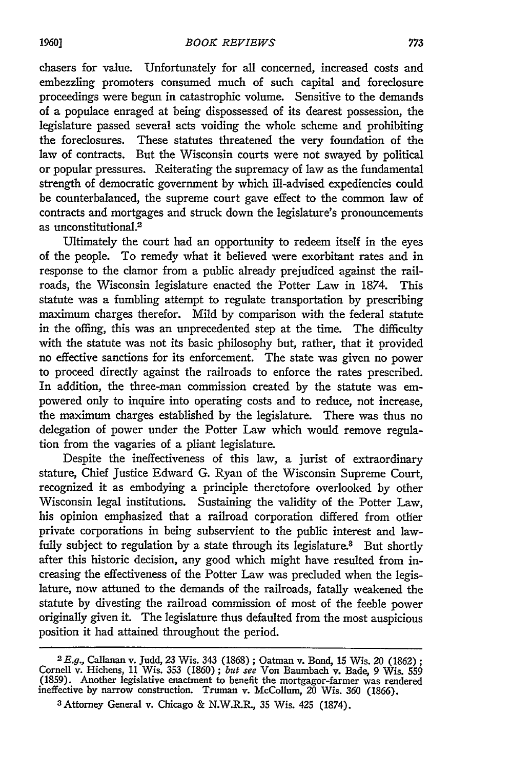chasers for value. Unfortunately for all concerned, increased costs and embezzling promoters consumed much of such capital and foreclosure proceedings were begun in catastrophic volume. Sensitive to the demands of a populace enraged at being dispossessed of its dearest possession, the legislature passed several acts voiding the whole scheme and prohibiting the foreclosures. These statutes threatened the very foundation of the law of contracts. But the Wisconsin courts were not swayed by political or popular pressures. Reiterating the supremacy of law as the fundamental strength of democratic government by which ill-advised expediencies could be counterbalanced, the supreme court gave effect to the common law of contracts and mortgages and struck down the legislature's pronouncements as unconstitutional.[2]

Ultimately the court had an opportunity to redeem itself in the eyes of the people. To remedy what it believed were exorbitant rates and in response to the clamor from a public already prejudiced against the railroads, the Wisconsin legislature enacted the Potter Law in 1874. This statute was a fumbling attempt to regulate transportation by prescribing maximum charges therefor. Mild by comparison with the federal statute in the offing, this was an unprecedented step at the time. The difficulty with the statute was not its basic philosophy but, rather, that it provided no effective sanctions for its enforcement. The state was given no power to proceed directly against the railroads to enforce the rates prescribed. In addition, the three-man commission created by the statute was empowered only to inquire into operating costs and to reduce, not increase, the maximum charges established by the legislature. There was thus no delegation of power under the Potter Law which would remove regulation from the vagaries of a pliant legislature.

Despite the ineffectiveness of this law, a jurist of extraordinary stature, Chief Justice Edward G. Ryan of the Wisconsin Supreme Court, recognized it as embodying a principle theretofore overlooked by other Wisconsin legal institutions. Sustaining the validity of the Potter Law, his opinion emphasized that a railroad corporation differed from other private corporations in being subservient to the public interest and lawfully subject to regulation by a state through its legislature.[3] But shortly after this historic decision, any good which might have resulted from increasing the effectiveness of the Potter Law was precluded when the legislature, now attuned to the demands of the railroads, fatally weakened the statute by divesting the railroad commission of most of the feeble power originally given it. The legislature thus defaulted from the most auspicious position it had attained throughout the period.

---

[2] *E.g.*, Callanan v. Judd, 23 Wis. 343 (1868); Oatman v. Bond, 15 Wis. 20 (1862); Cornell v. Hichens, 11 Wis. 353 (1860); *but see* Von Baumbach v. Bade, 9 Wis. 559 (1859). Another legislative enactment to benefit the mortgagor-farmer was rendered ineffective by narrow construction. Truman v. McCollum, 20 Wis. 360 (1866).

[3] Attorney General v. Chicago & N.W.R.R., 35 Wis. 425 (1874).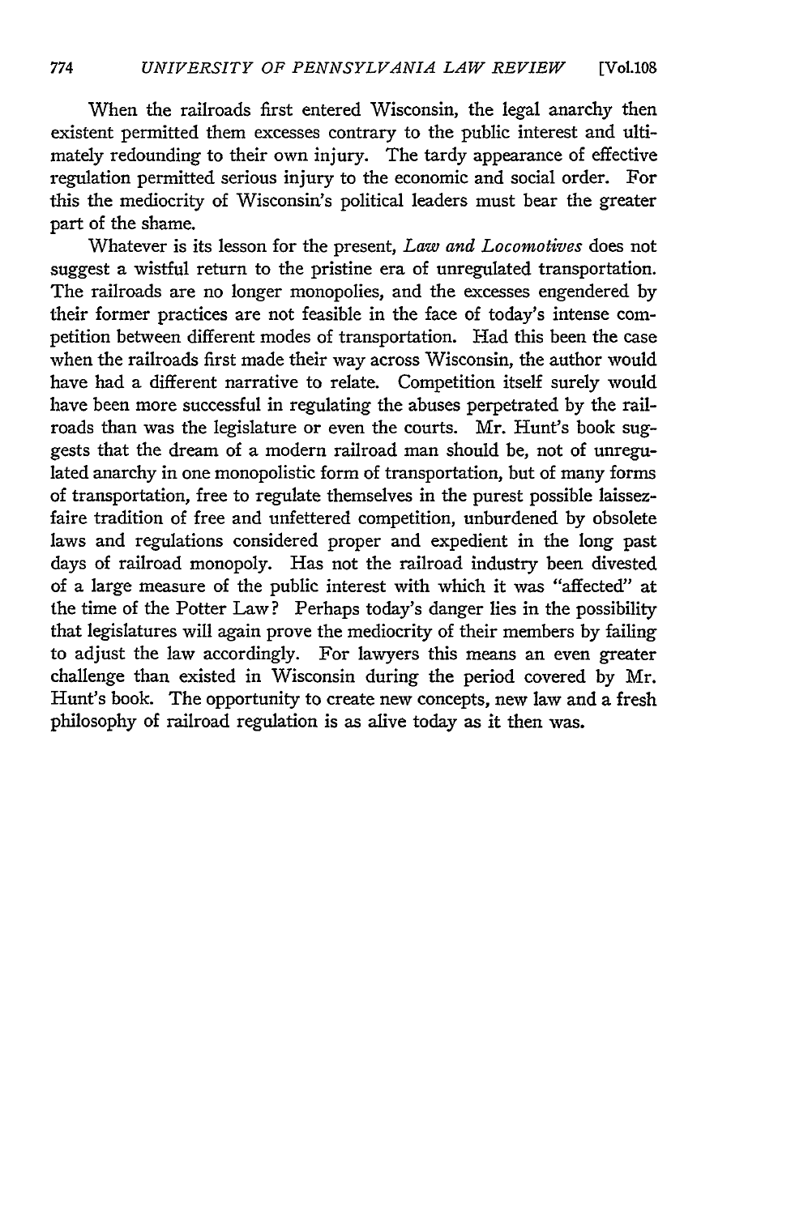When the railroads first entered Wisconsin, the legal anarchy then existent permitted them excesses contrary to the public interest and ultimately redounding to their own injury. The tardy appearance of effective regulation permitted serious injury to the economic and social order. For this the mediocrity of Wisconsin's political leaders must bear the greater part of the shame.

Whatever is its lesson for the present, *Law and Locomotives* does not suggest a wistful return to the pristine era of unregulated transportation. The railroads are no longer monopolies, and the excesses engendered by their former practices are not feasible in the face of today's intense competition between different modes of transportation. Had this been the case when the railroads first made their way across Wisconsin, the author would have had a different narrative to relate. Competition itself surely would have been more successful in regulating the abuses perpetrated by the railroads than was the legislature or even the courts. Mr. Hunt's book suggests that the dream of a modern railroad man should be, not of unregulated anarchy in one monopolistic form of transportation, but of many forms of transportation, free to regulate themselves in the purest possible laissez-faire tradition of free and unfettered competition, unburdened by obsolete laws and regulations considered proper and expedient in the long past days of railroad monopoly. Has not the railroad industry been divested of a large measure of the public interest with which it was "affected" at the time of the Potter Law? Perhaps today's danger lies in the possibility that legislatures will again prove the mediocrity of their members by failing to adjust the law accordingly. For lawyers this means an even greater challenge than existed in Wisconsin during the period covered by Mr. Hunt's book. The opportunity to create new concepts, new law and a fresh philosophy of railroad regulation is as alive today as it then was.